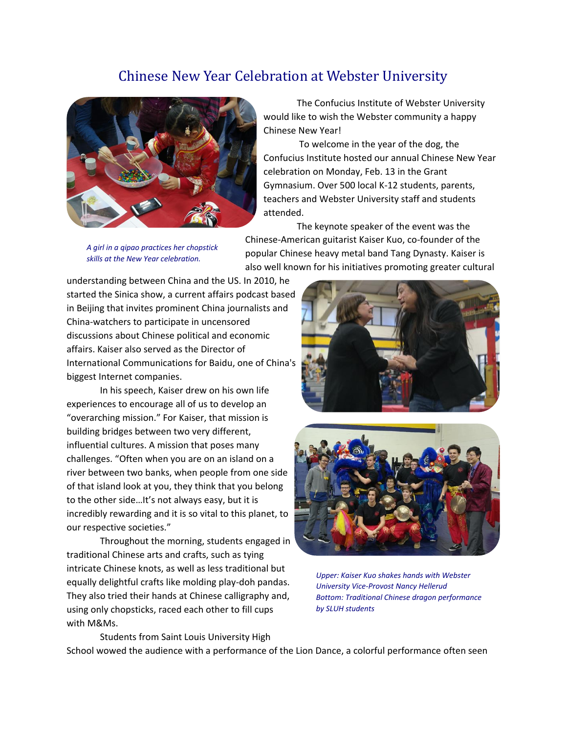# Chinese New Year Celebration at Webster University

*A girl in a qipao practices her chopstick skills at the New Year celebration.*

The Confucius Institute of Webster University would like to wish the Webster community a happy Chinese New Year!

To welcome in the year of the dog, the Confucius Institute hosted our annual Chinese New Year celebration on Monday, Feb. 13 in the Grant Gymnasium. Over 500 local K-12 students, parents, teachers and Webster University staff and students attended.

The keynote speaker of the event was the Chinese-American guitarist Kaiser Kuo, co-founder of the popular Chinese heavy metal band Tang Dynasty. Kaiser is also well known for his initiatives promoting greater cultural understanding between China and the US. In 2010, he started the Sinica show, a current affairs podcast based in Beijing that invites prominent China journalists and China-watchers to participate in uncensored discussions about Chinese political and economic affairs. Kaiser also served as the Director of International Communications for Baidu, one of China's biggest Internet companies.

In his speech, Kaiser drew on his own life experiences to encourage all of us to develop an "overarching mission." For Kaiser, that mission is building bridges between two very different, influential cultures. A mission that poses many challenges. "Often when you are on an island on a river between two banks, when people from one side of that island look at you, they think that you belong to the other side…It's not always easy, but it is incredibly rewarding and it is so vital to this planet, to our respective societies."

Throughout the morning, students engaged in traditional Chinese arts and crafts, such as tying intricate Chinese knots, as well as less traditional but equally delightful crafts like molding play-doh pandas. They also tried their hands at Chinese calligraphy and, using only chopsticks, raced each other to fill cups with M&Ms.

*Upper: Kaiser Kuo shakes hands with Webster University Vice-Provost Nancy Hellerud*
*Bottom: Traditional Chinese dragon performance by SLUH students*

Students from Saint Louis University High School wowed the audience with a performance of the Lion Dance, a colorful performance often seen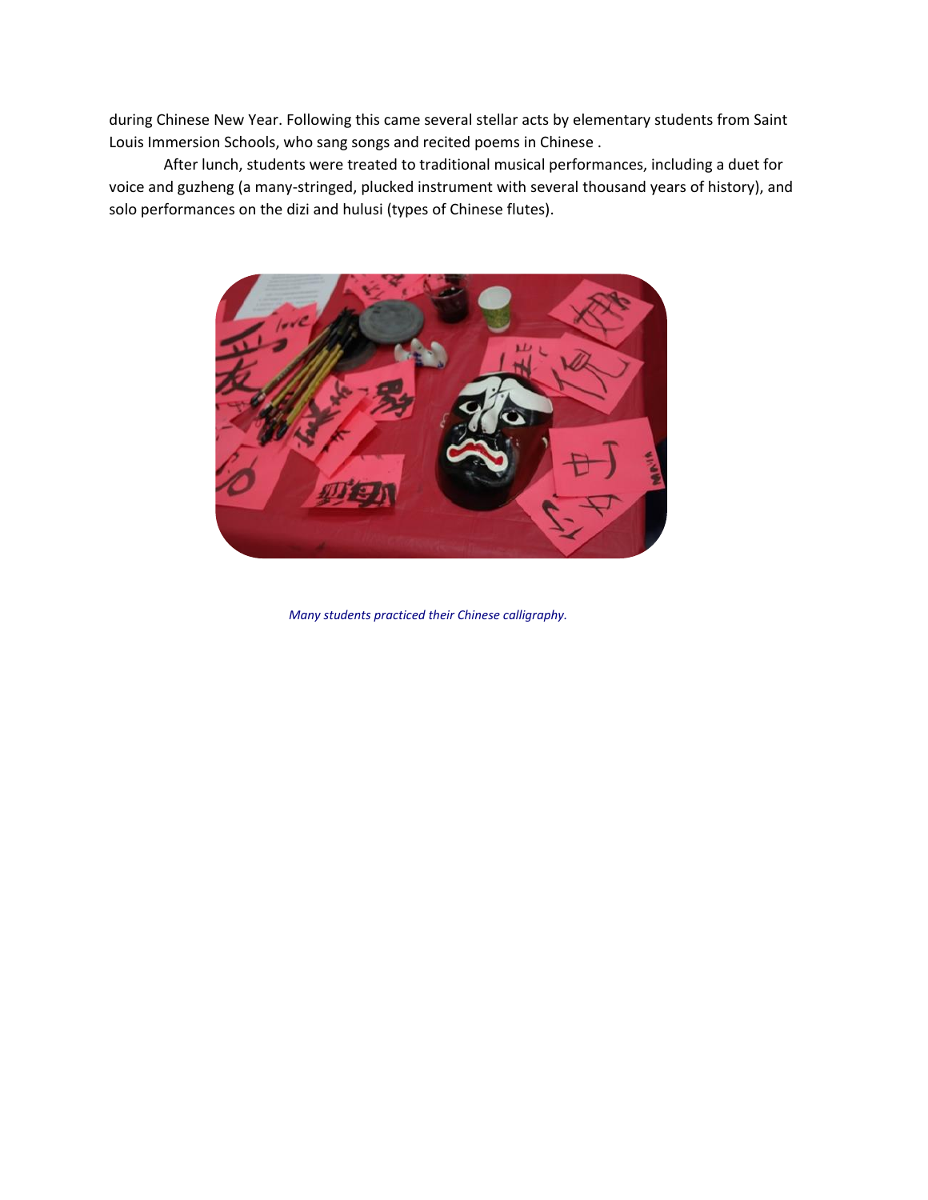during Chinese New Year. Following this came several stellar acts by elementary students from Saint Louis Immersion Schools, who sang songs and recited poems in Chinese .

After lunch, students were treated to traditional musical performances, including a duet for voice and guzheng (a many-stringed, plucked instrument with several thousand years of history), and solo performances on the dizi and hulusi (types of Chinese flutes).

*Many students practiced their Chinese calligraphy.*